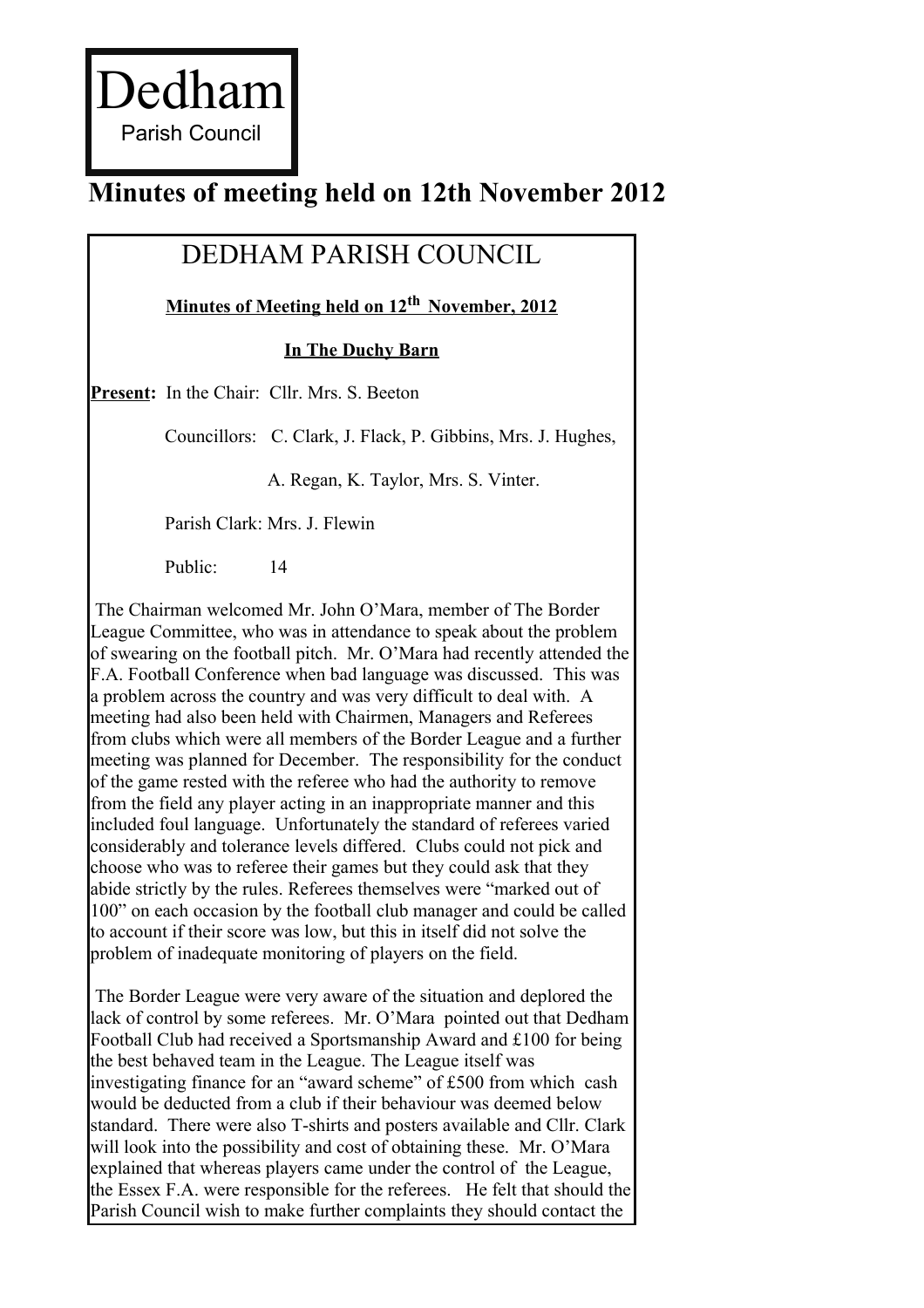# Dedham
Parish Council

## Minutes of meeting held on 12th November 2012

### DEDHAM PARISH COUNCIL

**Minutes of Meeting held on 12th November, 2012**

**In The Duchy Barn**

**Present:** In the Chair: Cllr. Mrs. S. Beeton

Councillors: C. Clark, J. Flack, P. Gibbins, Mrs. J. Hughes, A. Regan, K. Taylor, Mrs. S. Vinter.

Parish Clark: Mrs. J. Flewin

Public: 14

The Chairman welcomed Mr. John O'Mara, member of The Border League Committee, who was in attendance to speak about the problem of swearing on the football pitch. Mr. O'Mara had recently attended the F.A. Football Conference when bad language was discussed. This was a problem across the country and was very difficult to deal with. A meeting had also been held with Chairmen, Managers and Referees from clubs which were all members of the Border League and a further meeting was planned for December. The responsibility for the conduct of the game rested with the referee who had the authority to remove from the field any player acting in an inappropriate manner and this included foul language. Unfortunately the standard of referees varied considerably and tolerance levels differed. Clubs could not pick and choose who was to referee their games but they could ask that they abide strictly by the rules. Referees themselves were "marked out of 100" on each occasion by the football club manager and could be called to account if their score was low, but this in itself did not solve the problem of inadequate monitoring of players on the field.

The Border League were very aware of the situation and deplored the lack of control by some referees. Mr. O'Mara pointed out that Dedham Football Club had received a Sportsmanship Award and £100 for being the best behaved team in the League. The League itself was investigating finance for an "award scheme" of £500 from which cash would be deducted from a club if their behaviour was deemed below standard. There were also T-shirts and posters available and Cllr. Clark will look into the possibility and cost of obtaining these. Mr. O'Mara explained that whereas players came under the control of the League, the Essex F.A. were responsible for the referees. He felt that should the Parish Council wish to make further complaints they should contact the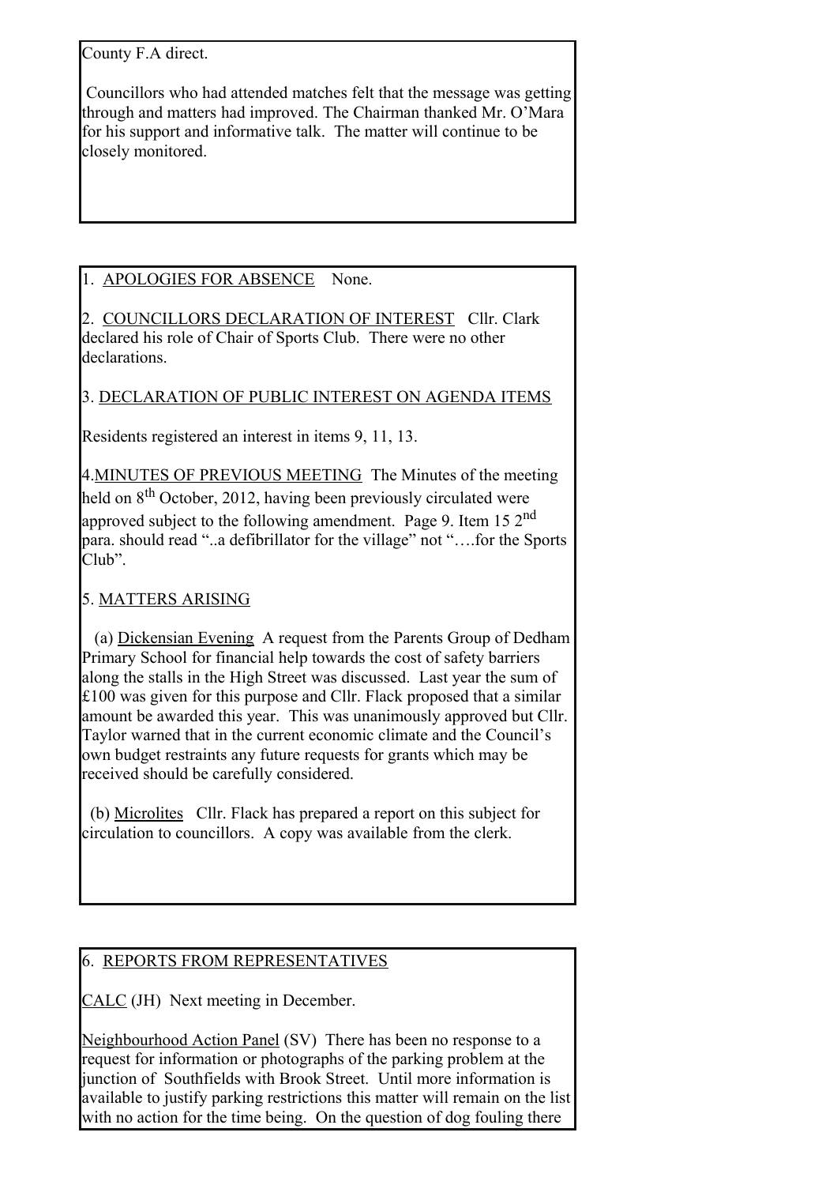County F.A direct.

Councillors who had attended matches felt that the message was getting through and matters had improved. The Chairman thanked Mr. O'Mara for his support and informative talk. The matter will continue to be closely monitored.

1. APOLOGIES FOR ABSENCE None.

2. COUNCILLORS DECLARATION OF INTEREST Cllr. Clark declared his role of Chair of Sports Club. There were no other declarations.

3. DECLARATION OF PUBLIC INTEREST ON AGENDA ITEMS

Residents registered an interest in items 9, 11, 13.

4. MINUTES OF PREVIOUS MEETING The Minutes of the meeting held on 8th October, 2012, having been previously circulated were approved subject to the following amendment. Page 9. Item 15 2nd para. should read "..a defibrillator for the village" not "….for the Sports Club".

5. MATTERS ARISING

(a) Dickensian Evening A request from the Parents Group of Dedham Primary School for financial help towards the cost of safety barriers along the stalls in the High Street was discussed. Last year the sum of £100 was given for this purpose and Cllr. Flack proposed that a similar amount be awarded this year. This was unanimously approved but Cllr. Taylor warned that in the current economic climate and the Council's own budget restraints any future requests for grants which may be received should be carefully considered.

(b) Microlites Cllr. Flack has prepared a report on this subject for circulation to councillors. A copy was available from the clerk.

6. REPORTS FROM REPRESENTATIVES

CALC (JH) Next meeting in December.

Neighbourhood Action Panel (SV) There has been no response to a request for information or photographs of the parking problem at the junction of Southfields with Brook Street. Until more information is available to justify parking restrictions this matter will remain on the list with no action for the time being. On the question of dog fouling there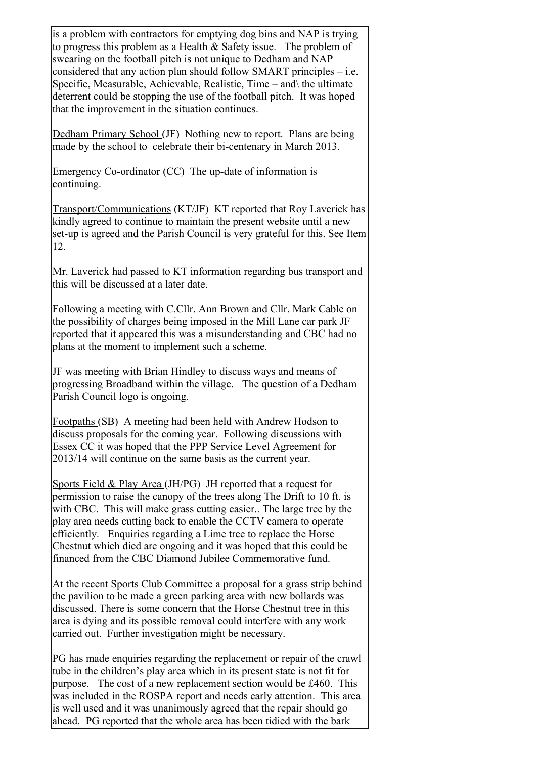is a problem with contractors for emptying dog bins and NAP is trying to progress this problem as a Health & Safety issue. The problem of swearing on the football pitch is not unique to Dedham and NAP considered that any action plan should follow SMART principles – i.e. Specific, Measurable, Achievable, Realistic, Time – and\ the ultimate deterrent could be stopping the use of the football pitch. It was hoped that the improvement in the situation continues.

Dedham Primary School (JF) Nothing new to report. Plans are being made by the school to celebrate their bi-centenary in March 2013.

Emergency Co-ordinator (CC) The up-date of information is continuing.

Transport/Communications (KT/JF) KT reported that Roy Laverick has kindly agreed to continue to maintain the present website until a new set-up is agreed and the Parish Council is very grateful for this. See Item 12.

Mr. Laverick had passed to KT information regarding bus transport and this will be discussed at a later date.

Following a meeting with C.Cllr. Ann Brown and Cllr. Mark Cable on the possibility of charges being imposed in the Mill Lane car park JF reported that it appeared this was a misunderstanding and CBC had no plans at the moment to implement such a scheme.

JF was meeting with Brian Hindley to discuss ways and means of progressing Broadband within the village. The question of a Dedham Parish Council logo is ongoing.

Footpaths (SB) A meeting had been held with Andrew Hodson to discuss proposals for the coming year. Following discussions with Essex CC it was hoped that the PPP Service Level Agreement for 2013/14 will continue on the same basis as the current year.

Sports Field & Play Area (JH/PG) JH reported that a request for permission to raise the canopy of the trees along The Drift to 10 ft. is with CBC. This will make grass cutting easier.. The large tree by the play area needs cutting back to enable the CCTV camera to operate efficiently. Enquiries regarding a Lime tree to replace the Horse Chestnut which died are ongoing and it was hoped that this could be financed from the CBC Diamond Jubilee Commemorative fund.

At the recent Sports Club Committee a proposal for a grass strip behind the pavilion to be made a green parking area with new bollards was discussed. There is some concern that the Horse Chestnut tree in this area is dying and its possible removal could interfere with any work carried out. Further investigation might be necessary.

PG has made enquiries regarding the replacement or repair of the crawl tube in the children's play area which in its present state is not fit for purpose. The cost of a new replacement section would be £460. This was included in the ROSPA report and needs early attention. This area is well used and it was unanimously agreed that the repair should go ahead. PG reported that the whole area has been tidied with the bark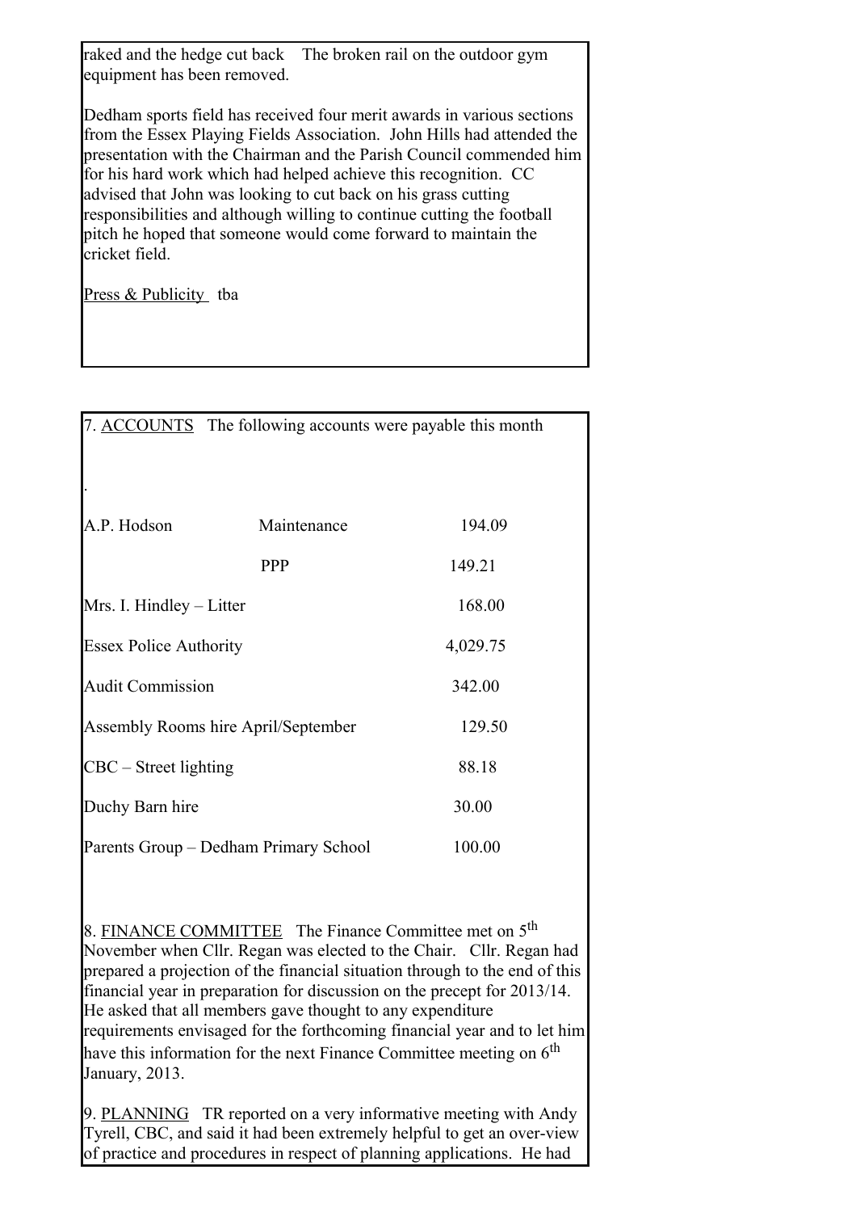raked and the hedge cut back   The broken rail on the outdoor gym equipment has been removed.

Dedham sports field has received four merit awards in various sections from the Essex Playing Fields Association. John Hills had attended the presentation with the Chairman and the Parish Council commended him for his hard work which had helped achieve this recognition. CC advised that John was looking to cut back on his grass cutting responsibilities and although willing to continue cutting the football pitch he hoped that someone would come forward to maintain the cricket field.

Press & Publicity  tba

7. ACCOUNTS   The following accounts were payable this month

.

| | | |
|---|---|---|
| A.P. Hodson | Maintenance | 194.09 |
| | PPP | 149.21 |
| Mrs. I. Hindley – Litter | | 168.00 |
| Essex Police Authority | | 4,029.75 |
| Audit Commission | | 342.00 |
| Assembly Rooms hire April/September | | 129.50 |
| CBC – Street lighting | | 88.18 |
| Duchy Barn hire | | 30.00 |
| Parents Group – Dedham Primary School | | 100.00 |

8. FINANCE COMMITTEE   The Finance Committee met on 5th November when Cllr. Regan was elected to the Chair. Cllr. Regan had prepared a projection of the financial situation through to the end of this financial year in preparation for discussion on the precept for 2013/14. He asked that all members gave thought to any expenditure requirements envisaged for the forthcoming financial year and to let him have this information for the next Finance Committee meeting on 6th January, 2013.

9. PLANNING   TR reported on a very informative meeting with Andy Tyrell, CBC, and said it had been extremely helpful to get an over-view of practice and procedures in respect of planning applications. He had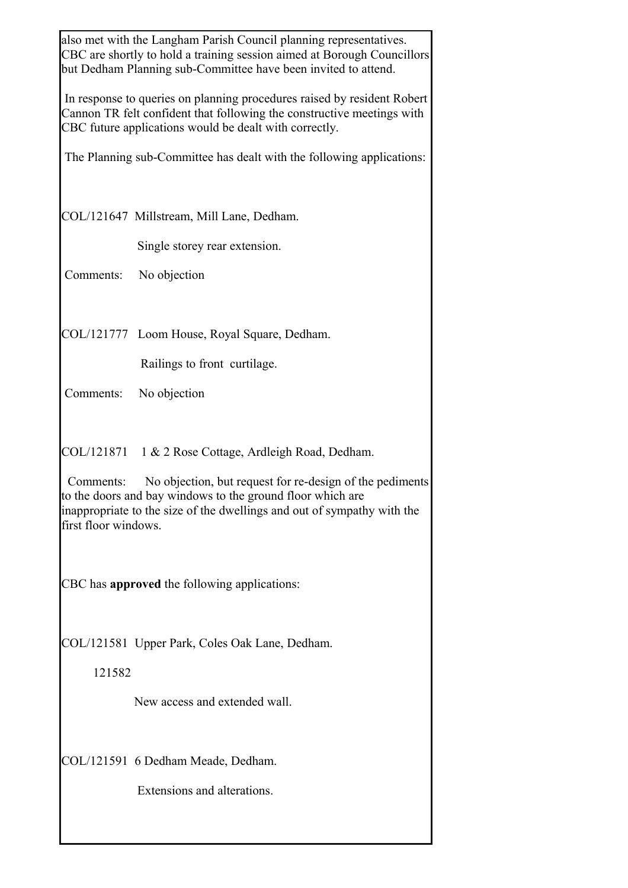also met with the Langham Parish Council planning representatives. CBC are shortly to hold a training session aimed at Borough Councillors but Dedham Planning sub-Committee have been invited to attend.

In response to queries on planning procedures raised by resident Robert Cannon TR felt confident that following the constructive meetings with CBC future applications would be dealt with correctly.

The Planning sub-Committee has dealt with the following applications:

COL/121647 Millstream, Mill Lane, Dedham.

Single storey rear extension.

Comments: No objection

COL/121777 Loom House, Royal Square, Dedham.

Railings to front curtilage.

Comments: No objection

COL/121871 1 & 2 Rose Cottage, Ardleigh Road, Dedham.

Comments: No objection, but request for re-design of the pediments to the doors and bay windows to the ground floor which are inappropriate to the size of the dwellings and out of sympathy with the first floor windows.

CBC has **approved** the following applications:

COL/121581 Upper Park, Coles Oak Lane, Dedham.

121582

New access and extended wall.

COL/121591 6 Dedham Meade, Dedham.

Extensions and alterations.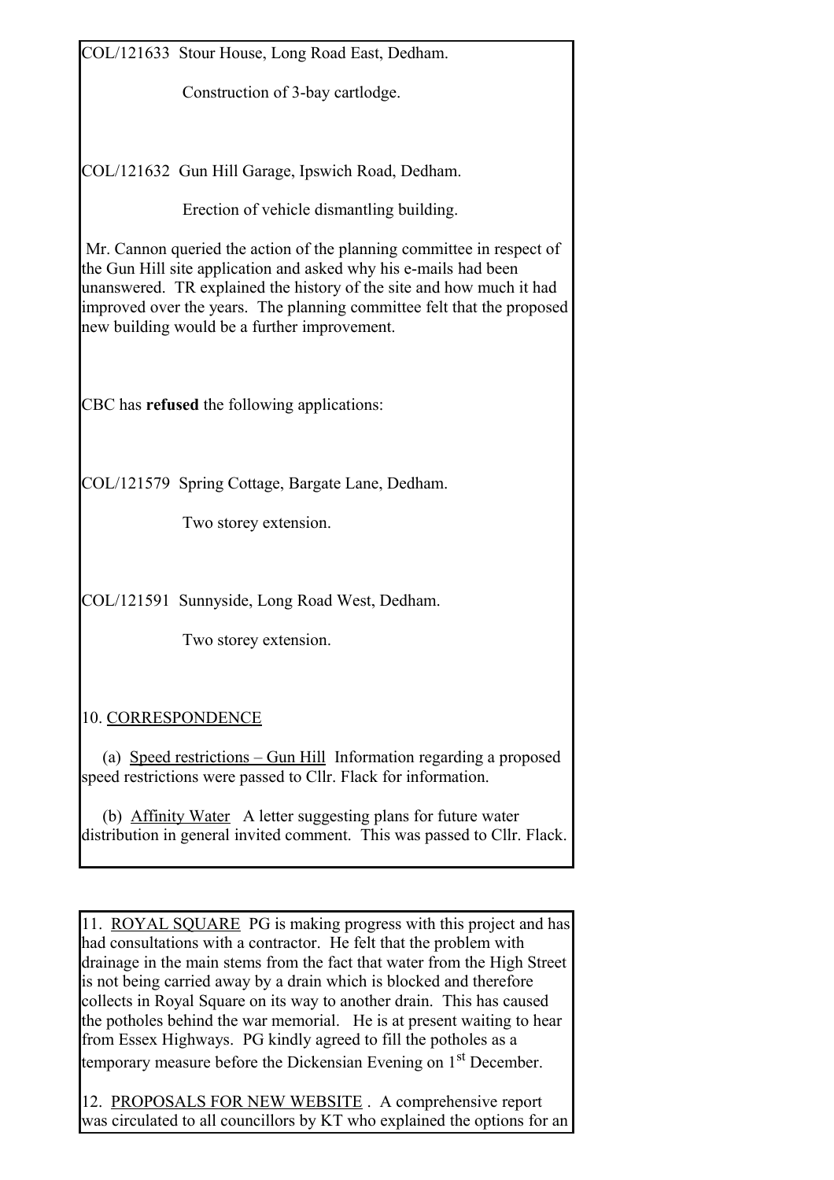COL/121633  Stour House, Long Road East, Dedham.

Construction of 3-bay cartlodge.

COL/121632  Gun Hill Garage, Ipswich Road, Dedham.

Erection of vehicle dismantling building.

Mr. Cannon queried the action of the planning committee in respect of the Gun Hill site application and asked why his e-mails had been unanswered.  TR explained the history of the site and how much it had improved over the years.  The planning committee felt that the proposed new building would be a further improvement.

CBC has **refused** the following applications:

COL/121579  Spring Cottage, Bargate Lane, Dedham.

Two storey extension.

COL/121591  Sunnyside, Long Road West, Dedham.

Two storey extension.

10. CORRESPONDENCE

(a)  Speed restrictions – Gun Hill  Information regarding a proposed speed restrictions were passed to Cllr. Flack for information.

(b)  Affinity Water   A letter suggesting plans for future water distribution in general invited comment.  This was passed to Cllr. Flack.

11.  ROYAL SQUARE  PG is making progress with this project and has had consultations with a contractor.  He felt that the problem with drainage in the main stems from the fact that water from the High Street is not being carried away by a drain which is blocked and therefore collects in Royal Square on its way to another drain.  This has caused the potholes behind the war memorial.   He is at present waiting to hear from Essex Highways.  PG kindly agreed to fill the potholes as a temporary measure before the Dickensian Evening on 1st December.

12.  PROPOSALS FOR NEW WEBSITE .  A comprehensive report was circulated to all councillors by KT who explained the options for an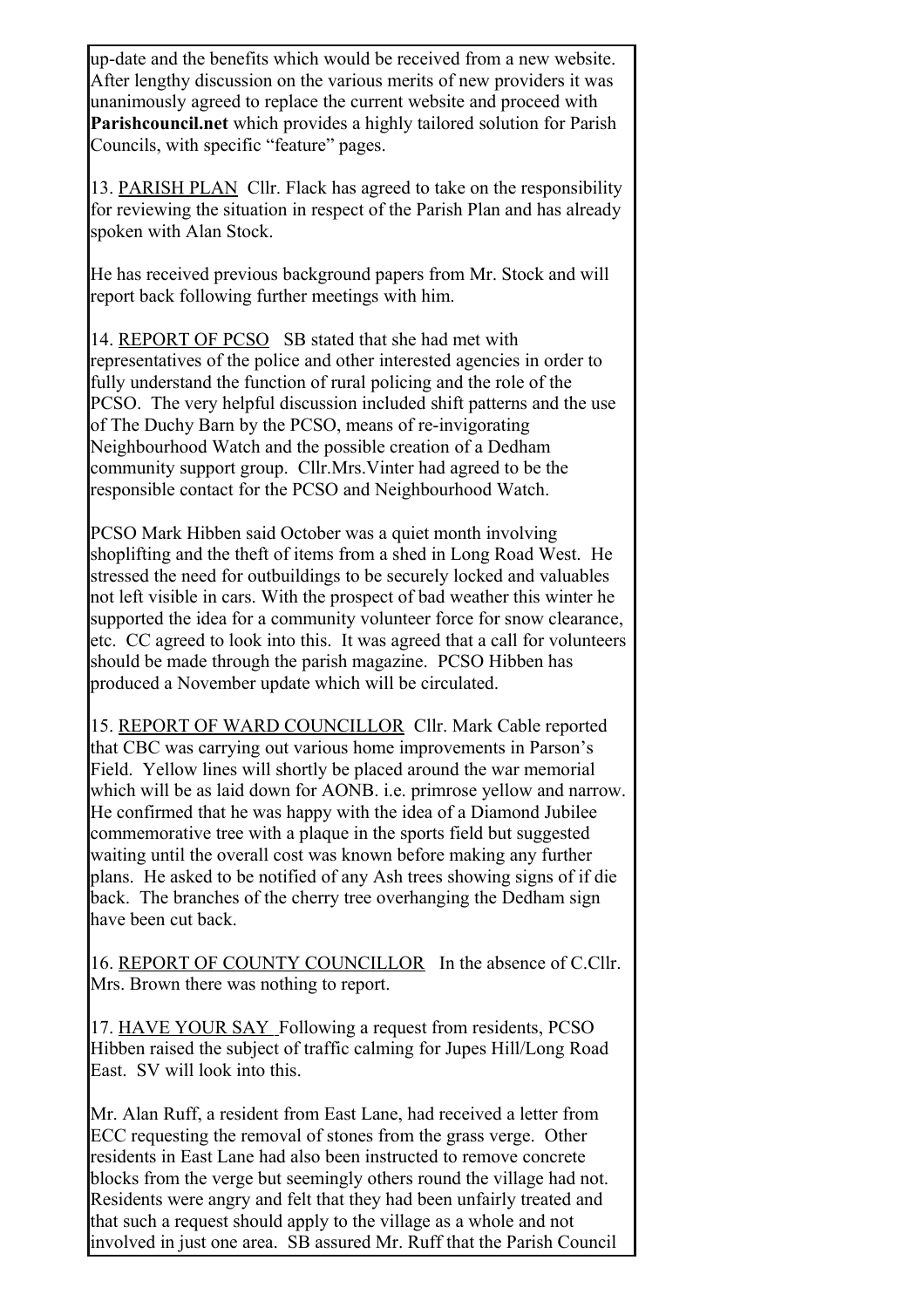up-date and the benefits which would be received from a new website. After lengthy discussion on the various merits of new providers it was unanimously agreed to replace the current website and proceed with **Parishcouncil.net** which provides a highly tailored solution for Parish Councils, with specific "feature" pages.

13. PARISH PLAN Cllr. Flack has agreed to take on the responsibility for reviewing the situation in respect of the Parish Plan and has already spoken with Alan Stock.

He has received previous background papers from Mr. Stock and will report back following further meetings with him.

14. REPORT OF PCSO SB stated that she had met with representatives of the police and other interested agencies in order to fully understand the function of rural policing and the role of the PCSO. The very helpful discussion included shift patterns and the use of The Duchy Barn by the PCSO, means of re-invigorating Neighbourhood Watch and the possible creation of a Dedham community support group. Cllr.Mrs.Vinter had agreed to be the responsible contact for the PCSO and Neighbourhood Watch.

PCSO Mark Hibben said October was a quiet month involving shoplifting and the theft of items from a shed in Long Road West. He stressed the need for outbuildings to be securely locked and valuables not left visible in cars. With the prospect of bad weather this winter he supported the idea for a community volunteer force for snow clearance, etc. CC agreed to look into this. It was agreed that a call for volunteers should be made through the parish magazine. PCSO Hibben has produced a November update which will be circulated.

15. REPORT OF WARD COUNCILLOR Cllr. Mark Cable reported that CBC was carrying out various home improvements in Parson's Field. Yellow lines will shortly be placed around the war memorial which will be as laid down for AONB. i.e. primrose yellow and narrow. He confirmed that he was happy with the idea of a Diamond Jubilee commemorative tree with a plaque in the sports field but suggested waiting until the overall cost was known before making any further plans. He asked to be notified of any Ash trees showing signs of if die back. The branches of the cherry tree overhanging the Dedham sign have been cut back.

16. REPORT OF COUNTY COUNCILLOR In the absence of C.Cllr. Mrs. Brown there was nothing to report.

17. HAVE YOUR SAY Following a request from residents, PCSO Hibben raised the subject of traffic calming for Jupes Hill/Long Road East. SV will look into this.

Mr. Alan Ruff, a resident from East Lane, had received a letter from ECC requesting the removal of stones from the grass verge. Other residents in East Lane had also been instructed to remove concrete blocks from the verge but seemingly others round the village had not. Residents were angry and felt that they had been unfairly treated and that such a request should apply to the village as a whole and not involved in just one area. SB assured Mr. Ruff that the Parish Council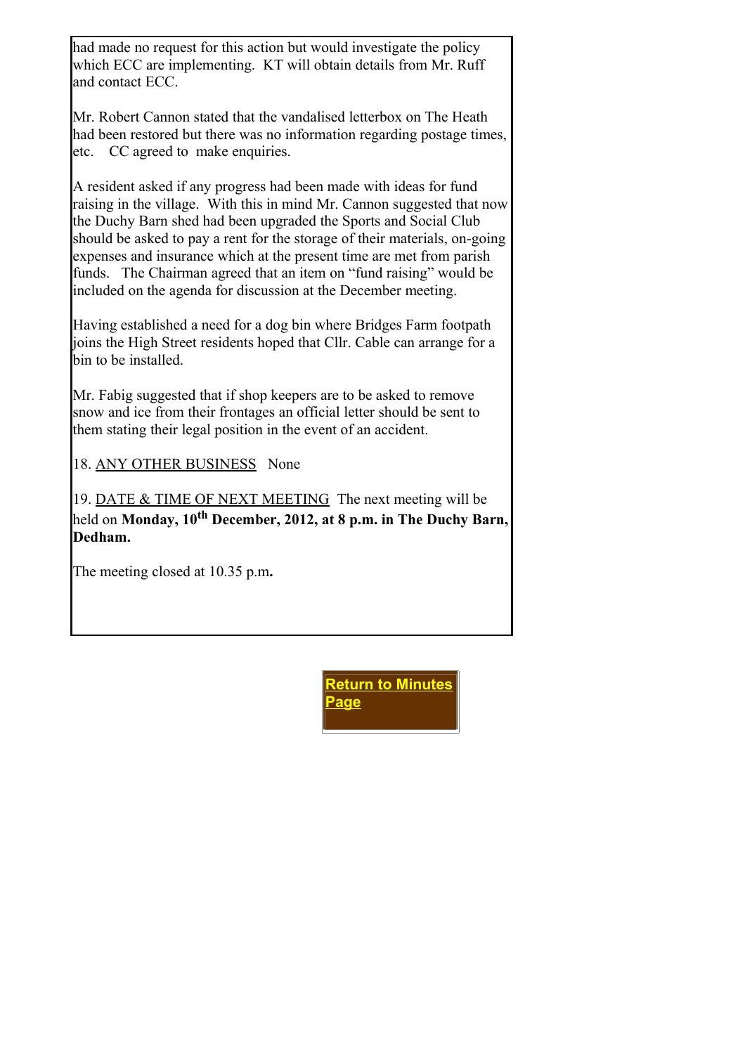had made no request for this action but would investigate the policy which ECC are implementing. KT will obtain details from Mr. Ruff and contact ECC.

Mr. Robert Cannon stated that the vandalised letterbox on The Heath had been restored but there was no information regarding postage times, etc. CC agreed to make enquiries.

A resident asked if any progress had been made with ideas for fund raising in the village. With this in mind Mr. Cannon suggested that now the Duchy Barn shed had been upgraded the Sports and Social Club should be asked to pay a rent for the storage of their materials, on-going expenses and insurance which at the present time are met from parish funds. The Chairman agreed that an item on "fund raising" would be included on the agenda for discussion at the December meeting.

Having established a need for a dog bin where Bridges Farm footpath joins the High Street residents hoped that Cllr. Cable can arrange for a bin to be installed.

Mr. Fabig suggested that if shop keepers are to be asked to remove snow and ice from their frontages an official letter should be sent to them stating their legal position in the event of an accident.

18. ANY OTHER BUSINESS None

19. DATE & TIME OF NEXT MEETING The next meeting will be held on **Monday, 10th December, 2012, at 8 p.m. in The Duchy Barn, Dedham.**

The meeting closed at 10.35 p.m.

Return to Minutes Page